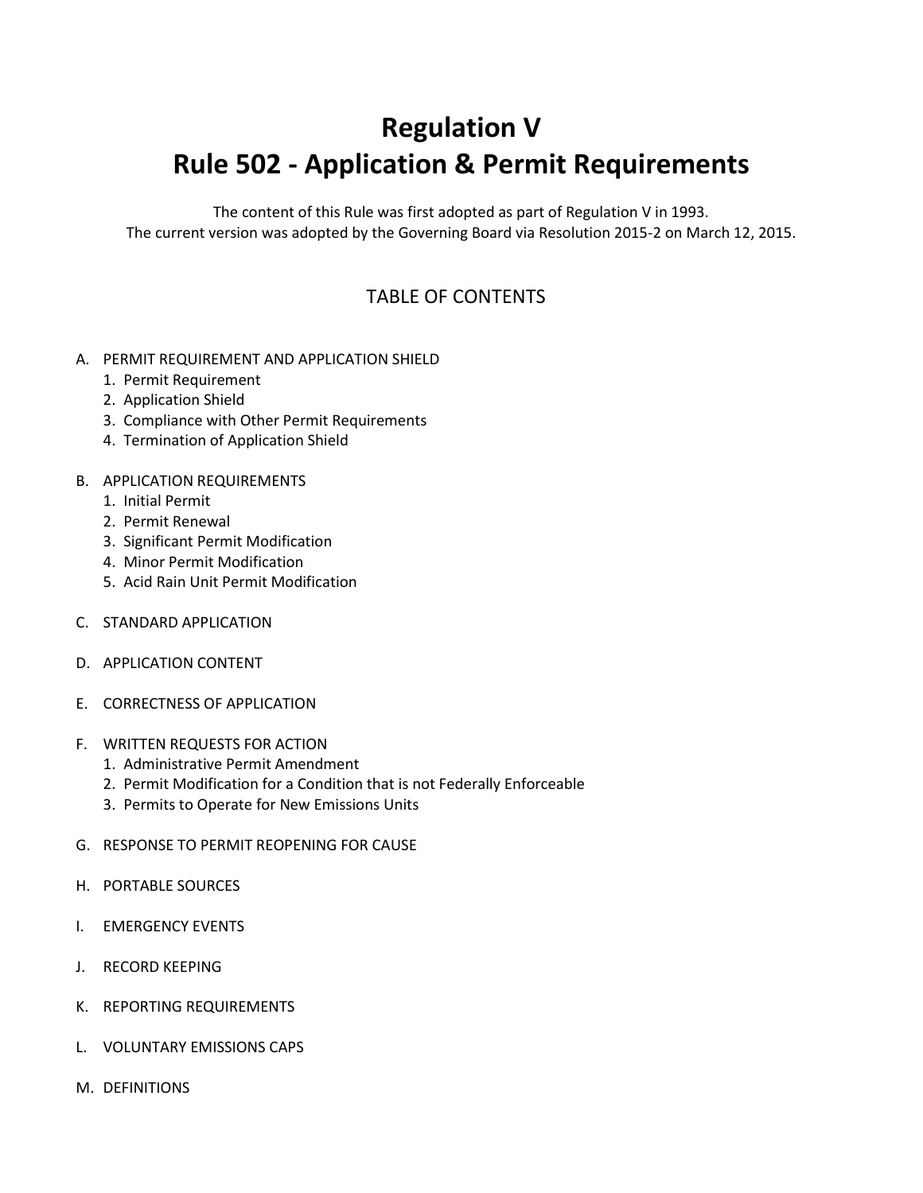# Regulation V
# Rule 502 - Application & Permit Requirements

The content of this Rule was first adopted as part of Regulation V in 1993.
The current version was adopted by the Governing Board via Resolution 2015-2 on March 12, 2015.

## TABLE OF CONTENTS

A. PERMIT REQUIREMENT AND APPLICATION SHIELD
   1. Permit Requirement
   2. Application Shield
   3. Compliance with Other Permit Requirements
   4. Termination of Application Shield

B. APPLICATION REQUIREMENTS
   1. Initial Permit
   2. Permit Renewal
   3. Significant Permit Modification
   4. Minor Permit Modification
   5. Acid Rain Unit Permit Modification

C. STANDARD APPLICATION

D. APPLICATION CONTENT

E. CORRECTNESS OF APPLICATION

F. WRITTEN REQUESTS FOR ACTION
   1. Administrative Permit Amendment
   2. Permit Modification for a Condition that is not Federally Enforceable
   3. Permits to Operate for New Emissions Units

G. RESPONSE TO PERMIT REOPENING FOR CAUSE

H. PORTABLE SOURCES

I. EMERGENCY EVENTS

J. RECORD KEEPING

K. REPORTING REQUIREMENTS

L. VOLUNTARY EMISSIONS CAPS

M. DEFINITIONS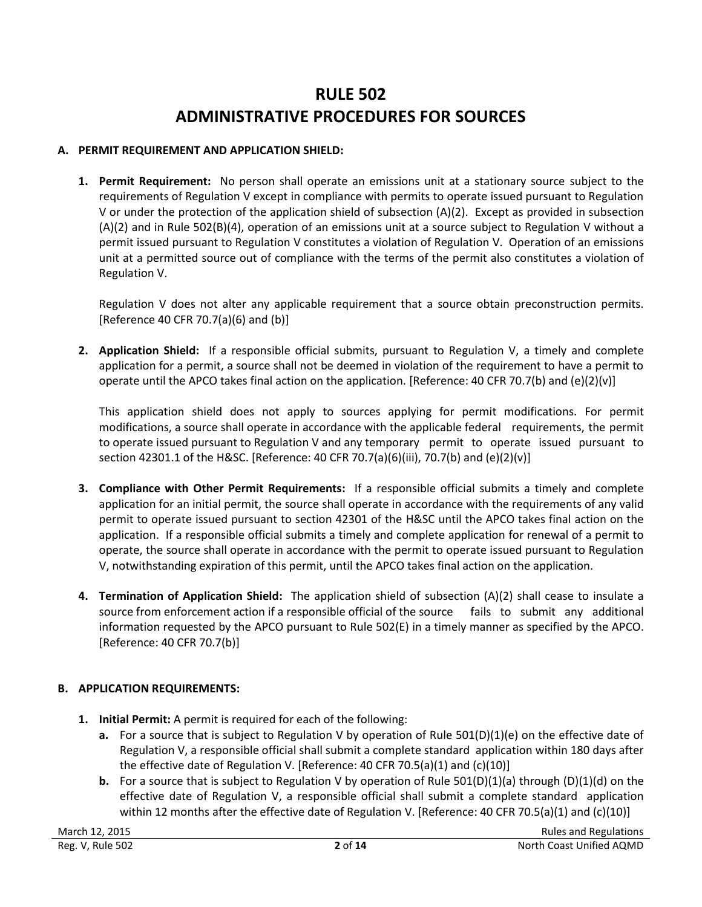# RULE 502
# ADMINISTRATIVE PROCEDURES FOR SOURCES

### A. PERMIT REQUIREMENT AND APPLICATION SHIELD:

1. **Permit Requirement:** No person shall operate an emissions unit at a stationary source subject to the requirements of Regulation V except in compliance with permits to operate issued pursuant to Regulation V or under the protection of the application shield of subsection (A)(2). Except as provided in subsection (A)(2) and in Rule 502(B)(4), operation of an emissions unit at a source subject to Regulation V without a permit issued pursuant to Regulation V constitutes a violation of Regulation V. Operation of an emissions unit at a permitted source out of compliance with the terms of the permit also constitutes a violation of Regulation V.

   Regulation V does not alter any applicable requirement that a source obtain preconstruction permits. [Reference 40 CFR 70.7(a)(6) and (b)]

2. **Application Shield:** If a responsible official submits, pursuant to Regulation V, a timely and complete application for a permit, a source shall not be deemed in violation of the requirement to have a permit to operate until the APCO takes final action on the application. [Reference: 40 CFR 70.7(b) and (e)(2)(v)]

   This application shield does not apply to sources applying for permit modifications. For permit modifications, a source shall operate in accordance with the applicable federal requirements, the permit to operate issued pursuant to Regulation V and any temporary permit to operate issued pursuant to section 42301.1 of the H&SC. [Reference: 40 CFR 70.7(a)(6)(iii), 70.7(b) and (e)(2)(v)]

3. **Compliance with Other Permit Requirements:** If a responsible official submits a timely and complete application for an initial permit, the source shall operate in accordance with the requirements of any valid permit to operate issued pursuant to section 42301 of the H&SC until the APCO takes final action on the application. If a responsible official submits a timely and complete application for renewal of a permit to operate, the source shall operate in accordance with the permit to operate issued pursuant to Regulation V, notwithstanding expiration of this permit, until the APCO takes final action on the application.

4. **Termination of Application Shield:** The application shield of subsection (A)(2) shall cease to insulate a source from enforcement action if a responsible official of the source fails to submit any additional information requested by the APCO pursuant to Rule 502(E) in a timely manner as specified by the APCO. [Reference: 40 CFR 70.7(b)]

### B. APPLICATION REQUIREMENTS:

1. **Initial Permit:** A permit is required for each of the following:
   - **a.** For a source that is subject to Regulation V by operation of Rule 501(D)(1)(e) on the effective date of Regulation V, a responsible official shall submit a complete standard application within 180 days after the effective date of Regulation V. [Reference: 40 CFR 70.5(a)(1) and (c)(10)]
   - **b.** For a source that is subject to Regulation V by operation of Rule 501(D)(1)(a) through (D)(1)(d) on the effective date of Regulation V, a responsible official shall submit a complete standard application within 12 months after the effective date of Regulation V. [Reference: 40 CFR 70.5(a)(1) and (c)(10)]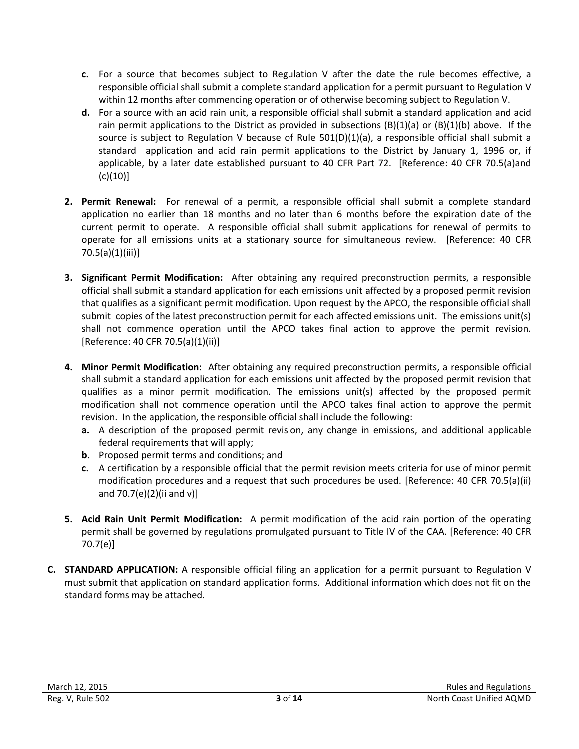- **c.** For a source that becomes subject to Regulation V after the date the rule becomes effective, a responsible official shall submit a complete standard application for a permit pursuant to Regulation V within 12 months after commencing operation or of otherwise becoming subject to Regulation V.
- **d.** For a source with an acid rain unit, a responsible official shall submit a standard application and acid rain permit applications to the District as provided in subsections (B)(1)(a) or (B)(1)(b) above. If the source is subject to Regulation V because of Rule 501(D)(1)(a), a responsible official shall submit a standard application and acid rain permit applications to the District by January 1, 1996 or, if applicable, by a later date established pursuant to 40 CFR Part 72. [Reference: 40 CFR 70.5(a)and (c)(10)]

**2. Permit Renewal:** For renewal of a permit, a responsible official shall submit a complete standard application no earlier than 18 months and no later than 6 months before the expiration date of the current permit to operate. A responsible official shall submit applications for renewal of permits to operate for all emissions units at a stationary source for simultaneous review. [Reference: 40 CFR 70.5(a)(1)(iii)]

**3. Significant Permit Modification:** After obtaining any required preconstruction permits, a responsible official shall submit a standard application for each emissions unit affected by a proposed permit revision that qualifies as a significant permit modification. Upon request by the APCO, the responsible official shall submit copies of the latest preconstruction permit for each affected emissions unit. The emissions unit(s) shall not commence operation until the APCO takes final action to approve the permit revision. [Reference: 40 CFR 70.5(a)(1)(ii)]

**4. Minor Permit Modification:** After obtaining any required preconstruction permits, a responsible official shall submit a standard application for each emissions unit affected by the proposed permit revision that qualifies as a minor permit modification. The emissions unit(s) affected by the proposed permit modification shall not commence operation until the APCO takes final action to approve the permit revision. In the application, the responsible official shall include the following:

- **a.** A description of the proposed permit revision, any change in emissions, and additional applicable federal requirements that will apply;
- **b.** Proposed permit terms and conditions; and
- **c.** A certification by a responsible official that the permit revision meets criteria for use of minor permit modification procedures and a request that such procedures be used. [Reference: 40 CFR 70.5(a)(ii) and 70.7(e)(2)(ii and v)]

**5. Acid Rain Unit Permit Modification:** A permit modification of the acid rain portion of the operating permit shall be governed by regulations promulgated pursuant to Title IV of the CAA. [Reference: 40 CFR 70.7(e)]

**C. STANDARD APPLICATION:** A responsible official filing an application for a permit pursuant to Regulation V must submit that application on standard application forms. Additional information which does not fit on the standard forms may be attached.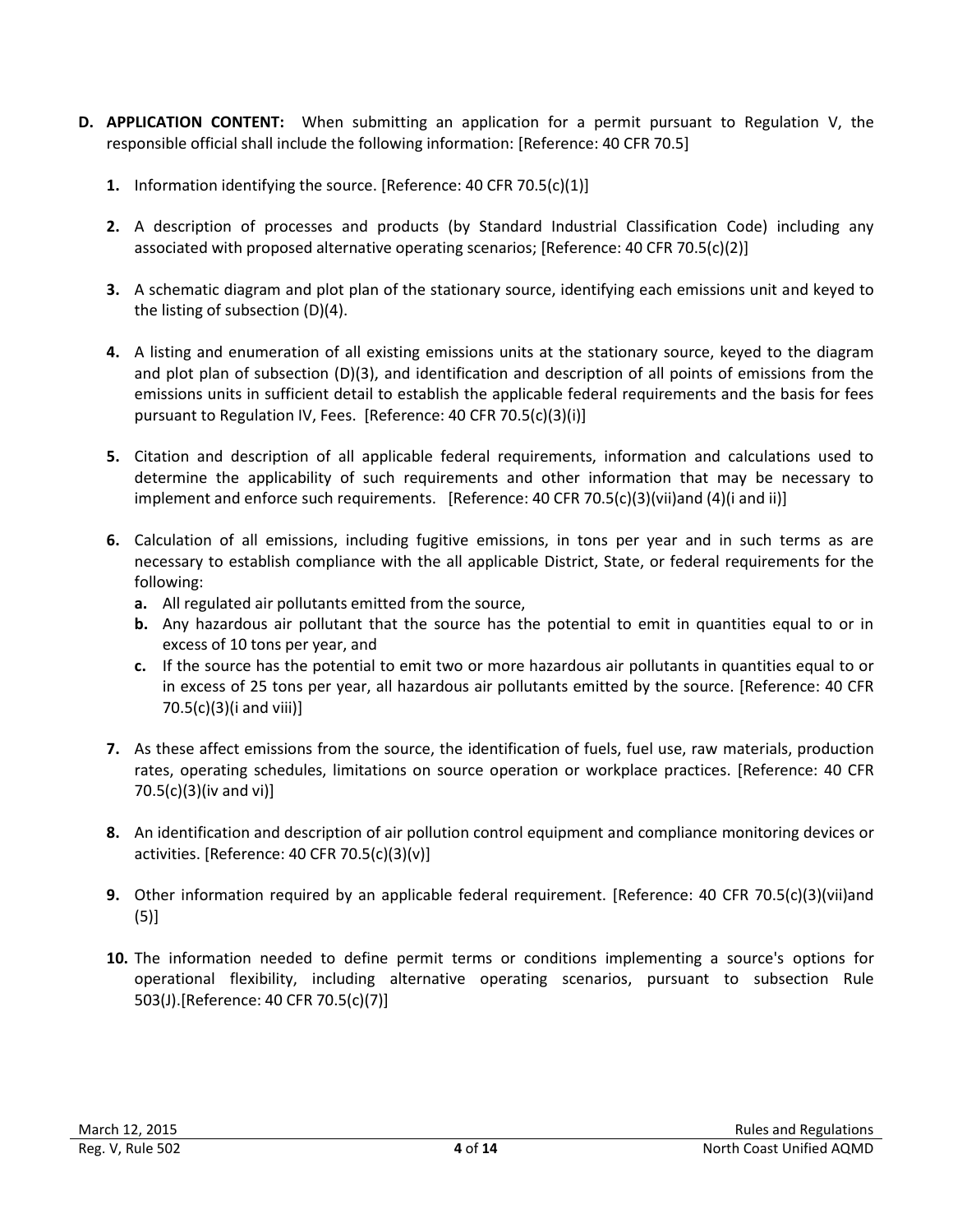**D. APPLICATION CONTENT:** When submitting an application for a permit pursuant to Regulation V, the responsible official shall include the following information: [Reference: 40 CFR 70.5]

1. Information identifying the source. [Reference: 40 CFR 70.5(c)(1)]

2. A description of processes and products (by Standard Industrial Classification Code) including any associated with proposed alternative operating scenarios; [Reference: 40 CFR 70.5(c)(2)]

3. A schematic diagram and plot plan of the stationary source, identifying each emissions unit and keyed to the listing of subsection (D)(4).

4. A listing and enumeration of all existing emissions units at the stationary source, keyed to the diagram and plot plan of subsection (D)(3), and identification and description of all points of emissions from the emissions units in sufficient detail to establish the applicable federal requirements and the basis for fees pursuant to Regulation IV, Fees. [Reference: 40 CFR 70.5(c)(3)(i)]

5. Citation and description of all applicable federal requirements, information and calculations used to determine the applicability of such requirements and other information that may be necessary to implement and enforce such requirements. [Reference: 40 CFR 70.5(c)(3)(vii)and (4)(i and ii)]

6. Calculation of all emissions, including fugitive emissions, in tons per year and in such terms as are necessary to establish compliance with the all applicable District, State, or federal requirements for the following:
   a. All regulated air pollutants emitted from the source,
   b. Any hazardous air pollutant that the source has the potential to emit in quantities equal to or in excess of 10 tons per year, and
   c. If the source has the potential to emit two or more hazardous air pollutants in quantities equal to or in excess of 25 tons per year, all hazardous air pollutants emitted by the source. [Reference: 40 CFR 70.5(c)(3)(i and viii)]

7. As these affect emissions from the source, the identification of fuels, fuel use, raw materials, production rates, operating schedules, limitations on source operation or workplace practices. [Reference: 40 CFR 70.5(c)(3)(iv and vi)]

8. An identification and description of air pollution control equipment and compliance monitoring devices or activities. [Reference: 40 CFR 70.5(c)(3)(v)]

9. Other information required by an applicable federal requirement. [Reference: 40 CFR 70.5(c)(3)(vii)and (5)]

10. The information needed to define permit terms or conditions implementing a source's options for operational flexibility, including alternative operating scenarios, pursuant to subsection Rule 503(J).[Reference: 40 CFR 70.5(c)(7)]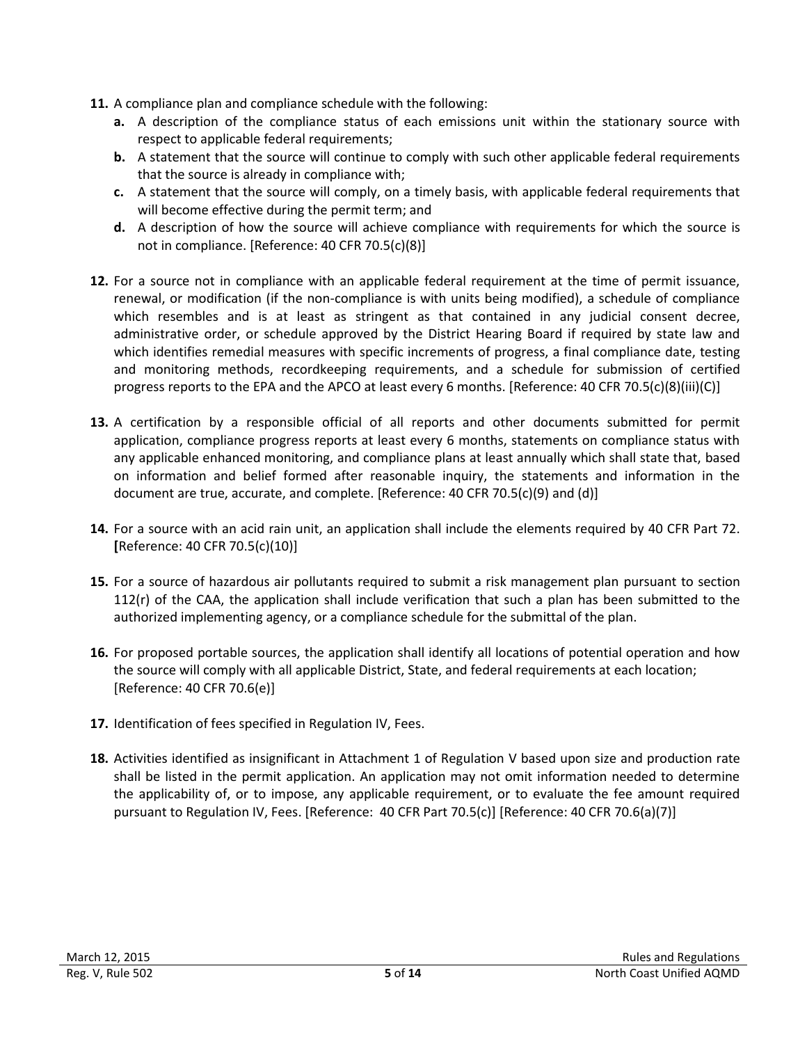**11.** A compliance plan and compliance schedule with the following:

- **a.** A description of the compliance status of each emissions unit within the stationary source with respect to applicable federal requirements;
- **b.** A statement that the source will continue to comply with such other applicable federal requirements that the source is already in compliance with;
- **c.** A statement that the source will comply, on a timely basis, with applicable federal requirements that will become effective during the permit term; and
- **d.** A description of how the source will achieve compliance with requirements for which the source is not in compliance. [Reference: 40 CFR 70.5(c)(8)]

**12.** For a source not in compliance with an applicable federal requirement at the time of permit issuance, renewal, or modification (if the non-compliance is with units being modified), a schedule of compliance which resembles and is at least as stringent as that contained in any judicial consent decree, administrative order, or schedule approved by the District Hearing Board if required by state law and which identifies remedial measures with specific increments of progress, a final compliance date, testing and monitoring methods, recordkeeping requirements, and a schedule for submission of certified progress reports to the EPA and the APCO at least every 6 months. [Reference: 40 CFR 70.5(c)(8)(iii)(C)]

**13.** A certification by a responsible official of all reports and other documents submitted for permit application, compliance progress reports at least every 6 months, statements on compliance status with any applicable enhanced monitoring, and compliance plans at least annually which shall state that, based on information and belief formed after reasonable inquiry, the statements and information in the document are true, accurate, and complete. [Reference: 40 CFR 70.5(c)(9) and (d)]

**14.** For a source with an acid rain unit, an application shall include the elements required by 40 CFR Part 72. [Reference: 40 CFR 70.5(c)(10)]

**15.** For a source of hazardous air pollutants required to submit a risk management plan pursuant to section 112(r) of the CAA, the application shall include verification that such a plan has been submitted to the authorized implementing agency, or a compliance schedule for the submittal of the plan.

**16.** For proposed portable sources, the application shall identify all locations of potential operation and how the source will comply with all applicable District, State, and federal requirements at each location; [Reference: 40 CFR 70.6(e)]

**17.** Identification of fees specified in Regulation IV, Fees.

**18.** Activities identified as insignificant in Attachment 1 of Regulation V based upon size and production rate shall be listed in the permit application. An application may not omit information needed to determine the applicability of, or to impose, any applicable requirement, or to evaluate the fee amount required pursuant to Regulation IV, Fees. [Reference: 40 CFR Part 70.5(c)] [Reference: 40 CFR 70.6(a)(7)]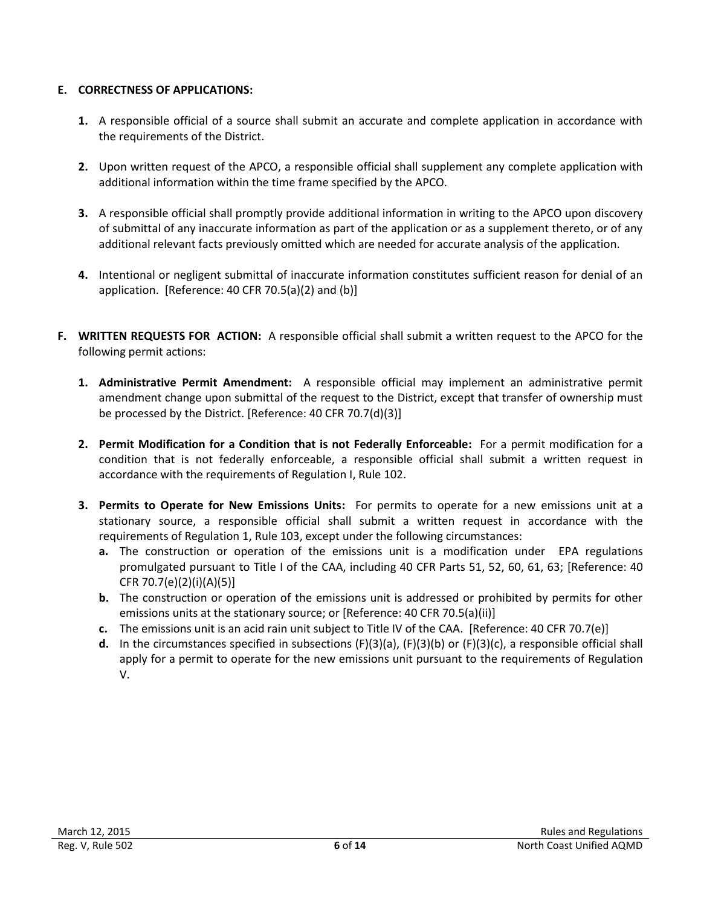**E. CORRECTNESS OF APPLICATIONS:**

1. A responsible official of a source shall submit an accurate and complete application in accordance with the requirements of the District.

2. Upon written request of the APCO, a responsible official shall supplement any complete application with additional information within the time frame specified by the APCO.

3. A responsible official shall promptly provide additional information in writing to the APCO upon discovery of submittal of any inaccurate information as part of the application or as a supplement thereto, or of any additional relevant facts previously omitted which are needed for accurate analysis of the application.

4. Intentional or negligent submittal of inaccurate information constitutes sufficient reason for denial of an application. [Reference: 40 CFR 70.5(a)(2) and (b)]

**F. WRITTEN REQUESTS FOR ACTION:** A responsible official shall submit a written request to the APCO for the following permit actions:

1. **Administrative Permit Amendment:** A responsible official may implement an administrative permit amendment change upon submittal of the request to the District, except that transfer of ownership must be processed by the District. [Reference: 40 CFR 70.7(d)(3)]

2. **Permit Modification for a Condition that is not Federally Enforceable:** For a permit modification for a condition that is not federally enforceable, a responsible official shall submit a written request in accordance with the requirements of Regulation I, Rule 102.

3. **Permits to Operate for New Emissions Units:** For permits to operate for a new emissions unit at a stationary source, a responsible official shall submit a written request in accordance with the requirements of Regulation 1, Rule 103, except under the following circumstances:
   - **a.** The construction or operation of the emissions unit is a modification under EPA regulations promulgated pursuant to Title I of the CAA, including 40 CFR Parts 51, 52, 60, 61, 63; [Reference: 40 CFR 70.7(e)(2)(i)(A)(5)]
   - **b.** The construction or operation of the emissions unit is addressed or prohibited by permits for other emissions units at the stationary source; or [Reference: 40 CFR 70.5(a)(ii)]
   - **c.** The emissions unit is an acid rain unit subject to Title IV of the CAA. [Reference: 40 CFR 70.7(e)]
   - **d.** In the circumstances specified in subsections (F)(3)(a), (F)(3)(b) or (F)(3)(c), a responsible official shall apply for a permit to operate for the new emissions unit pursuant to the requirements of Regulation V.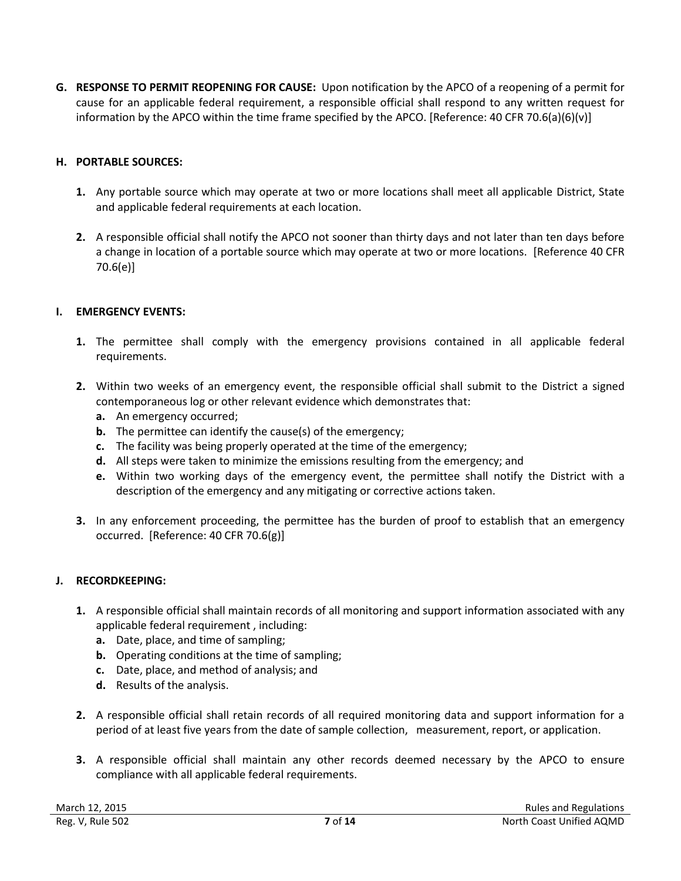**G. RESPONSE TO PERMIT REOPENING FOR CAUSE:** Upon notification by the APCO of a reopening of a permit for cause for an applicable federal requirement, a responsible official shall respond to any written request for information by the APCO within the time frame specified by the APCO. [Reference: 40 CFR 70.6(a)(6)(v)]

**H. PORTABLE SOURCES:**

**1.** Any portable source which may operate at two or more locations shall meet all applicable District, State and applicable federal requirements at each location.

**2.** A responsible official shall notify the APCO not sooner than thirty days and not later than ten days before a change in location of a portable source which may operate at two or more locations. [Reference 40 CFR 70.6(e)]

**I. EMERGENCY EVENTS:**

**1.** The permittee shall comply with the emergency provisions contained in all applicable federal requirements.

**2.** Within two weeks of an emergency event, the responsible official shall submit to the District a signed contemporaneous log or other relevant evidence which demonstrates that:

- **a.** An emergency occurred;
- **b.** The permittee can identify the cause(s) of the emergency;
- **c.** The facility was being properly operated at the time of the emergency;
- **d.** All steps were taken to minimize the emissions resulting from the emergency; and
- **e.** Within two working days of the emergency event, the permittee shall notify the District with a description of the emergency and any mitigating or corrective actions taken.

**3.** In any enforcement proceeding, the permittee has the burden of proof to establish that an emergency occurred. [Reference: 40 CFR 70.6(g)]

**J. RECORDKEEPING:**

**1.** A responsible official shall maintain records of all monitoring and support information associated with any applicable federal requirement , including:

- **a.** Date, place, and time of sampling;
- **b.** Operating conditions at the time of sampling;
- **c.** Date, place, and method of analysis; and
- **d.** Results of the analysis.

**2.** A responsible official shall retain records of all required monitoring data and support information for a period of at least five years from the date of sample collection, measurement, report, or application.

**3.** A responsible official shall maintain any other records deemed necessary by the APCO to ensure compliance with all applicable federal requirements.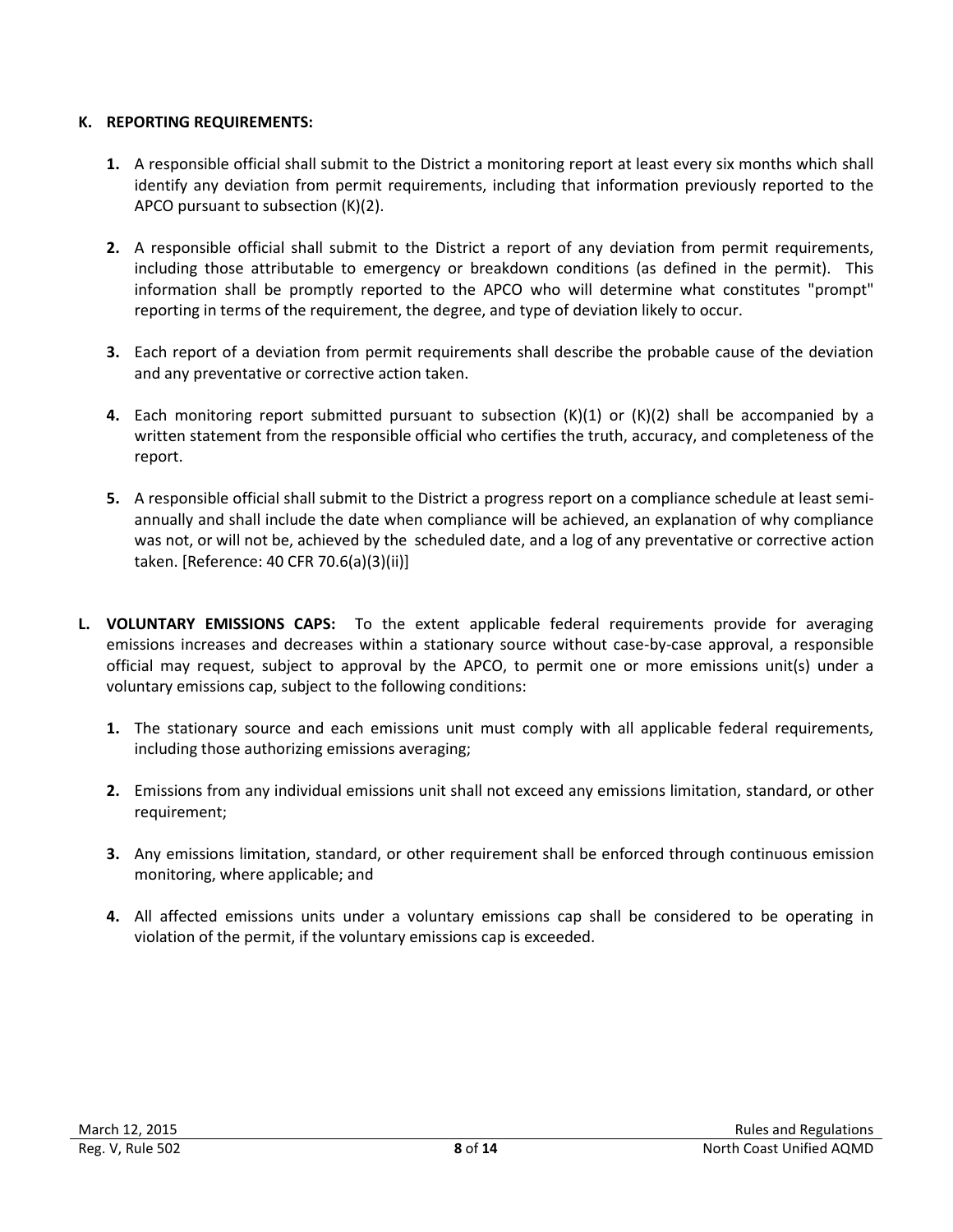**K. REPORTING REQUIREMENTS:**

1. A responsible official shall submit to the District a monitoring report at least every six months which shall identify any deviation from permit requirements, including that information previously reported to the APCO pursuant to subsection (K)(2).

2. A responsible official shall submit to the District a report of any deviation from permit requirements, including those attributable to emergency or breakdown conditions (as defined in the permit). This information shall be promptly reported to the APCO who will determine what constitutes "prompt" reporting in terms of the requirement, the degree, and type of deviation likely to occur.

3. Each report of a deviation from permit requirements shall describe the probable cause of the deviation and any preventative or corrective action taken.

4. Each monitoring report submitted pursuant to subsection (K)(1) or (K)(2) shall be accompanied by a written statement from the responsible official who certifies the truth, accuracy, and completeness of the report.

5. A responsible official shall submit to the District a progress report on a compliance schedule at least semi-annually and shall include the date when compliance will be achieved, an explanation of why compliance was not, or will not be, achieved by the scheduled date, and a log of any preventative or corrective action taken. [Reference: 40 CFR 70.6(a)(3)(ii)]

**L. VOLUNTARY EMISSIONS CAPS:** To the extent applicable federal requirements provide for averaging emissions increases and decreases within a stationary source without case-by-case approval, a responsible official may request, subject to approval by the APCO, to permit one or more emissions unit(s) under a voluntary emissions cap, subject to the following conditions:

1. The stationary source and each emissions unit must comply with all applicable federal requirements, including those authorizing emissions averaging;

2. Emissions from any individual emissions unit shall not exceed any emissions limitation, standard, or other requirement;

3. Any emissions limitation, standard, or other requirement shall be enforced through continuous emission monitoring, where applicable; and

4. All affected emissions units under a voluntary emissions cap shall be considered to be operating in violation of the permit, if the voluntary emissions cap is exceeded.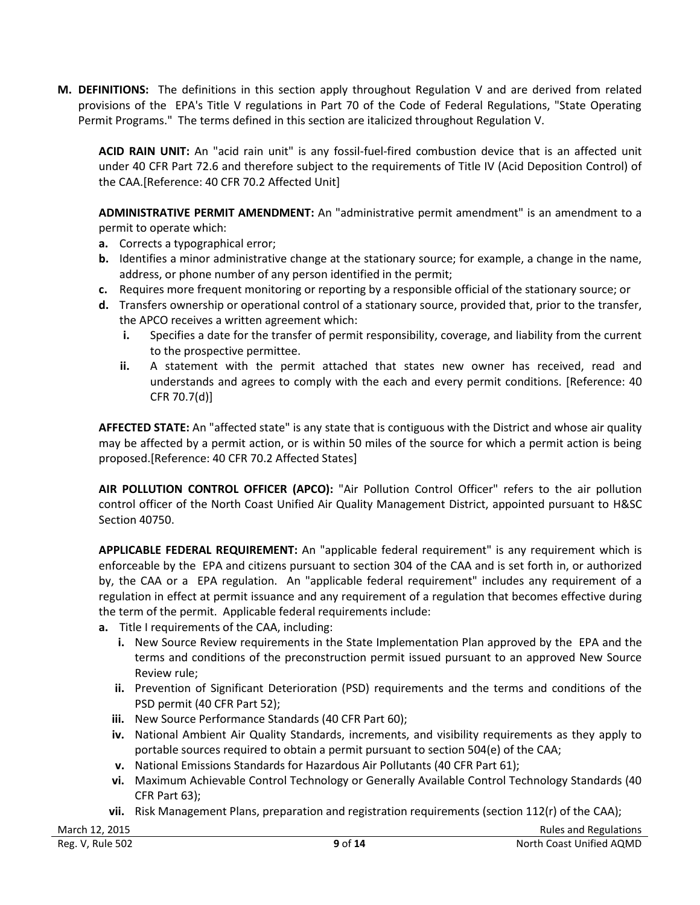**M. DEFINITIONS:** The definitions in this section apply throughout Regulation V and are derived from related provisions of the EPA's Title V regulations in Part 70 of the Code of Federal Regulations, "State Operating Permit Programs." The terms defined in this section are italicized throughout Regulation V.

**ACID RAIN UNIT:** An "acid rain unit" is any fossil-fuel-fired combustion device that is an affected unit under 40 CFR Part 72.6 and therefore subject to the requirements of Title IV (Acid Deposition Control) of the CAA.[Reference: 40 CFR 70.2 Affected Unit]

**ADMINISTRATIVE PERMIT AMENDMENT:** An "administrative permit amendment" is an amendment to a permit to operate which:

- **a.** Corrects a typographical error;
- **b.** Identifies a minor administrative change at the stationary source; for example, a change in the name, address, or phone number of any person identified in the permit;
- **c.** Requires more frequent monitoring or reporting by a responsible official of the stationary source; or
- **d.** Transfers ownership or operational control of a stationary source, provided that, prior to the transfer, the APCO receives a written agreement which:
  - **i.** Specifies a date for the transfer of permit responsibility, coverage, and liability from the current to the prospective permittee.
  - **ii.** A statement with the permit attached that states new owner has received, read and understands and agrees to comply with the each and every permit conditions. [Reference: 40 CFR 70.7(d)]

**AFFECTED STATE:** An "affected state" is any state that is contiguous with the District and whose air quality may be affected by a permit action, or is within 50 miles of the source for which a permit action is being proposed.[Reference: 40 CFR 70.2 Affected States]

**AIR POLLUTION CONTROL OFFICER (APCO):** "Air Pollution Control Officer" refers to the air pollution control officer of the North Coast Unified Air Quality Management District, appointed pursuant to H&SC Section 40750.

**APPLICABLE FEDERAL REQUIREMENT:** An "applicable federal requirement" is any requirement which is enforceable by the EPA and citizens pursuant to section 304 of the CAA and is set forth in, or authorized by, the CAA or a EPA regulation. An "applicable federal requirement" includes any requirement of a regulation in effect at permit issuance and any requirement of a regulation that becomes effective during the term of the permit. Applicable federal requirements include:

- **a.** Title I requirements of the CAA, including:
  - **i.** New Source Review requirements in the State Implementation Plan approved by the EPA and the terms and conditions of the preconstruction permit issued pursuant to an approved New Source Review rule;
  - **ii.** Prevention of Significant Deterioration (PSD) requirements and the terms and conditions of the PSD permit (40 CFR Part 52);
  - **iii.** New Source Performance Standards (40 CFR Part 60);
  - **iv.** National Ambient Air Quality Standards, increments, and visibility requirements as they apply to portable sources required to obtain a permit pursuant to section 504(e) of the CAA;
  - **v.** National Emissions Standards for Hazardous Air Pollutants (40 CFR Part 61);
  - **vi.** Maximum Achievable Control Technology or Generally Available Control Technology Standards (40 CFR Part 63);
  - **vii.** Risk Management Plans, preparation and registration requirements (section 112(r) of the CAA);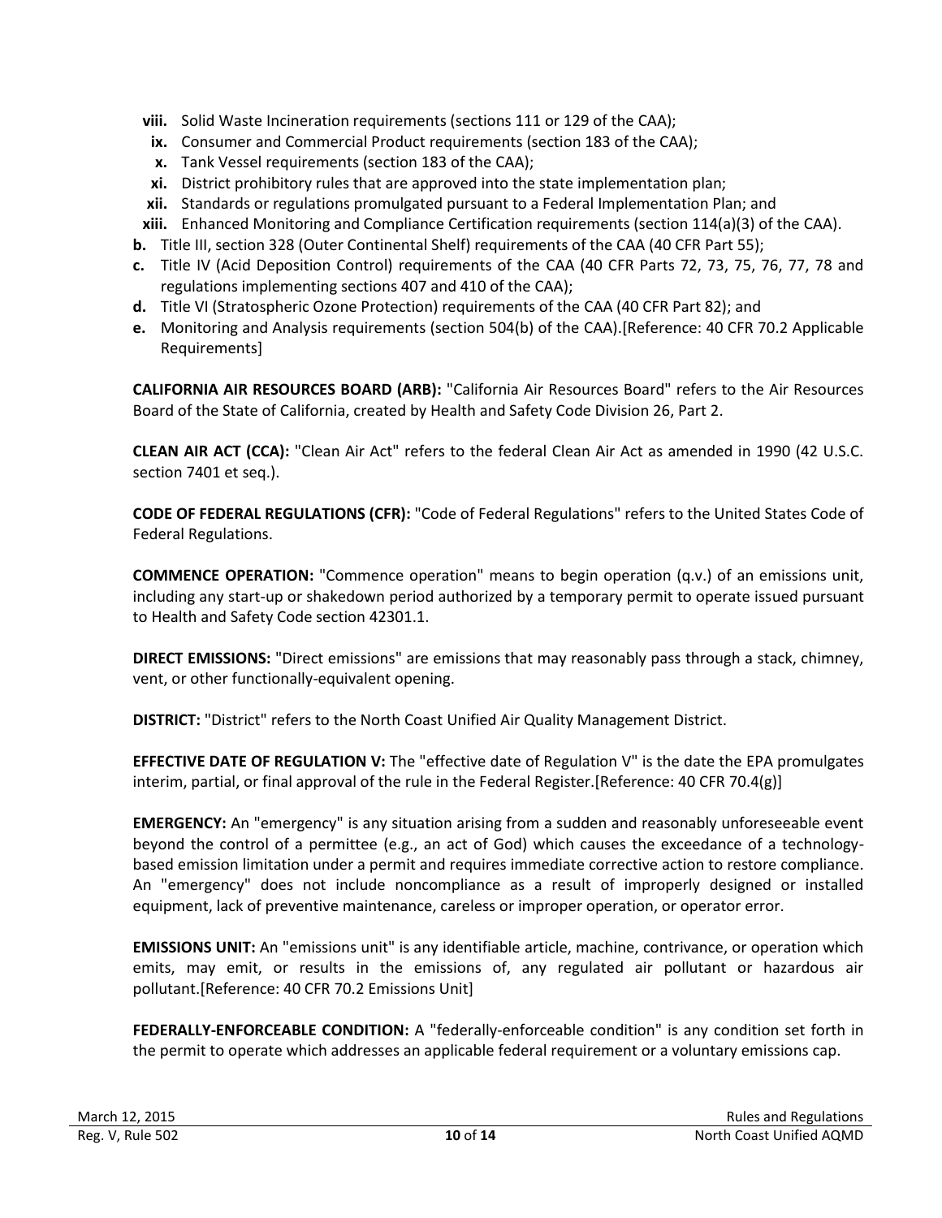- **viii.** Solid Waste Incineration requirements (sections 111 or 129 of the CAA);
- **ix.** Consumer and Commercial Product requirements (section 183 of the CAA);
- **x.** Tank Vessel requirements (section 183 of the CAA);
- **xi.** District prohibitory rules that are approved into the state implementation plan;
- **xii.** Standards or regulations promulgated pursuant to a Federal Implementation Plan; and
- **xiii.** Enhanced Monitoring and Compliance Certification requirements (section 114(a)(3) of the CAA).

**b.** Title III, section 328 (Outer Continental Shelf) requirements of the CAA (40 CFR Part 55);

**c.** Title IV (Acid Deposition Control) requirements of the CAA (40 CFR Parts 72, 73, 75, 76, 77, 78 and regulations implementing sections 407 and 410 of the CAA);

**d.** Title VI (Stratospheric Ozone Protection) requirements of the CAA (40 CFR Part 82); and

**e.** Monitoring and Analysis requirements (section 504(b) of the CAA).[Reference: 40 CFR 70.2 Applicable Requirements]

**CALIFORNIA AIR RESOURCES BOARD (ARB):** "California Air Resources Board" refers to the Air Resources Board of the State of California, created by Health and Safety Code Division 26, Part 2.

**CLEAN AIR ACT (CCA):** "Clean Air Act" refers to the federal Clean Air Act as amended in 1990 (42 U.S.C. section 7401 et seq.).

**CODE OF FEDERAL REGULATIONS (CFR):** "Code of Federal Regulations" refers to the United States Code of Federal Regulations.

**COMMENCE OPERATION:** "Commence operation" means to begin operation (q.v.) of an emissions unit, including any start-up or shakedown period authorized by a temporary permit to operate issued pursuant to Health and Safety Code section 42301.1.

**DIRECT EMISSIONS:** "Direct emissions" are emissions that may reasonably pass through a stack, chimney, vent, or other functionally-equivalent opening.

**DISTRICT:** "District" refers to the North Coast Unified Air Quality Management District.

**EFFECTIVE DATE OF REGULATION V:** The "effective date of Regulation V" is the date the EPA promulgates interim, partial, or final approval of the rule in the Federal Register.[Reference: 40 CFR 70.4(g)]

**EMERGENCY:** An "emergency" is any situation arising from a sudden and reasonably unforeseeable event beyond the control of a permittee (e.g., an act of God) which causes the exceedance of a technology-based emission limitation under a permit and requires immediate corrective action to restore compliance. An "emergency" does not include noncompliance as a result of improperly designed or installed equipment, lack of preventive maintenance, careless or improper operation, or operator error.

**EMISSIONS UNIT:** An "emissions unit" is any identifiable article, machine, contrivance, or operation which emits, may emit, or results in the emissions of, any regulated air pollutant or hazardous air pollutant.[Reference: 40 CFR 70.2 Emissions Unit]

**FEDERALLY-ENFORCEABLE CONDITION:** A "federally-enforceable condition" is any condition set forth in the permit to operate which addresses an applicable federal requirement or a voluntary emissions cap.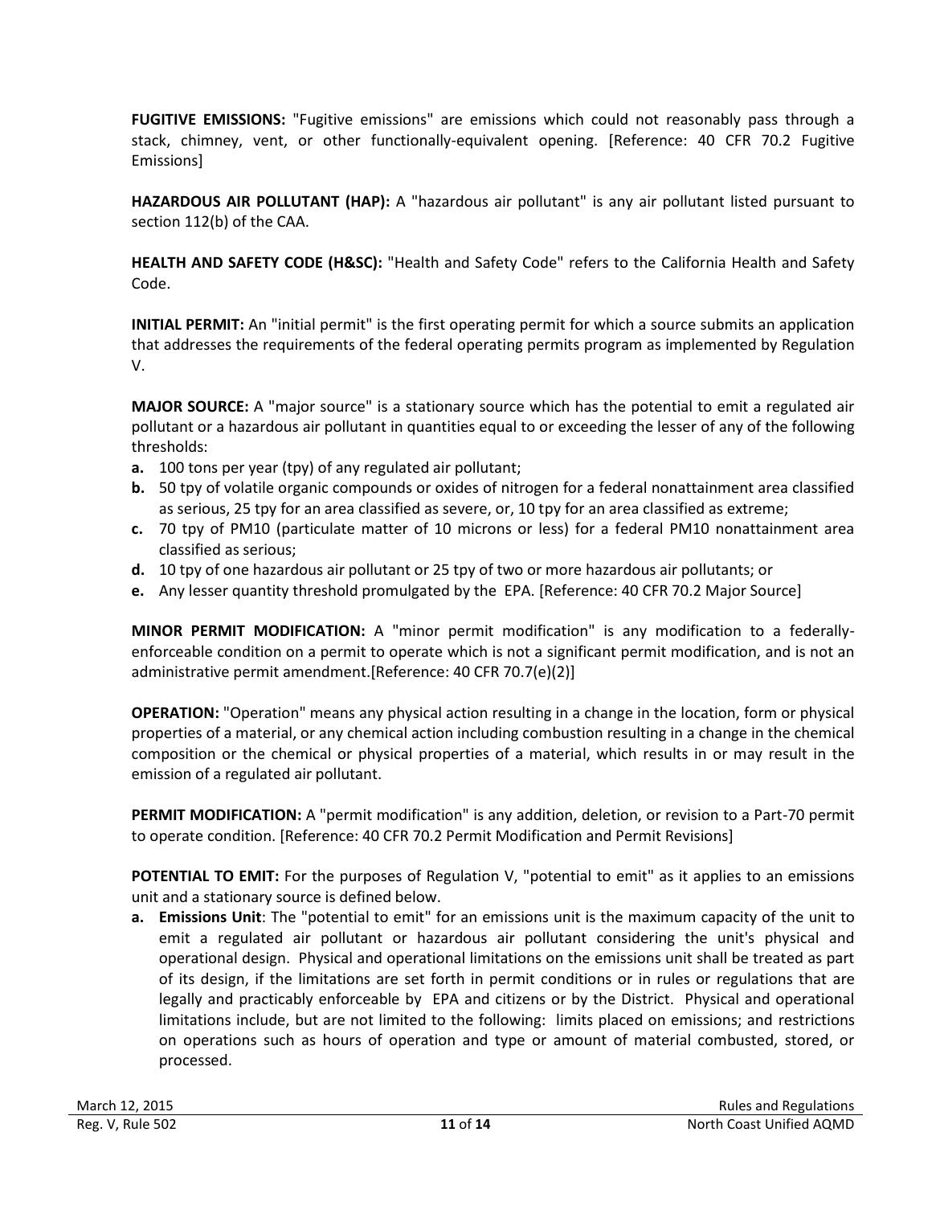**FUGITIVE EMISSIONS:** "Fugitive emissions" are emissions which could not reasonably pass through a stack, chimney, vent, or other functionally-equivalent opening. [Reference: 40 CFR 70.2 Fugitive Emissions]

**HAZARDOUS AIR POLLUTANT (HAP):** A "hazardous air pollutant" is any air pollutant listed pursuant to section 112(b) of the CAA.

**HEALTH AND SAFETY CODE (H&SC):** "Health and Safety Code" refers to the California Health and Safety Code.

**INITIAL PERMIT:** An "initial permit" is the first operating permit for which a source submits an application that addresses the requirements of the federal operating permits program as implemented by Regulation V.

**MAJOR SOURCE:** A "major source" is a stationary source which has the potential to emit a regulated air pollutant or a hazardous air pollutant in quantities equal to or exceeding the lesser of any of the following thresholds:

- **a.** 100 tons per year (tpy) of any regulated air pollutant;
- **b.** 50 tpy of volatile organic compounds or oxides of nitrogen for a federal nonattainment area classified as serious, 25 tpy for an area classified as severe, or, 10 tpy for an area classified as extreme;
- **c.** 70 tpy of PM10 (particulate matter of 10 microns or less) for a federal PM10 nonattainment area classified as serious;
- **d.** 10 tpy of one hazardous air pollutant or 25 tpy of two or more hazardous air pollutants; or
- **e.** Any lesser quantity threshold promulgated by the EPA. [Reference: 40 CFR 70.2 Major Source]

**MINOR PERMIT MODIFICATION:** A "minor permit modification" is any modification to a federally-enforceable condition on a permit to operate which is not a significant permit modification, and is not an administrative permit amendment.[Reference: 40 CFR 70.7(e)(2)]

**OPERATION:** "Operation" means any physical action resulting in a change in the location, form or physical properties of a material, or any chemical action including combustion resulting in a change in the chemical composition or the chemical or physical properties of a material, which results in or may result in the emission of a regulated air pollutant.

**PERMIT MODIFICATION:** A "permit modification" is any addition, deletion, or revision to a Part-70 permit to operate condition. [Reference: 40 CFR 70.2 Permit Modification and Permit Revisions]

**POTENTIAL TO EMIT:** For the purposes of Regulation V, "potential to emit" as it applies to an emissions unit and a stationary source is defined below.

- **a. Emissions Unit**: The "potential to emit" for an emissions unit is the maximum capacity of the unit to emit a regulated air pollutant or hazardous air pollutant considering the unit's physical and operational design. Physical and operational limitations on the emissions unit shall be treated as part of its design, if the limitations are set forth in permit conditions or in rules or regulations that are legally and practicably enforceable by EPA and citizens or by the District. Physical and operational limitations include, but are not limited to the following: limits placed on emissions; and restrictions on operations such as hours of operation and type or amount of material combusted, stored, or processed.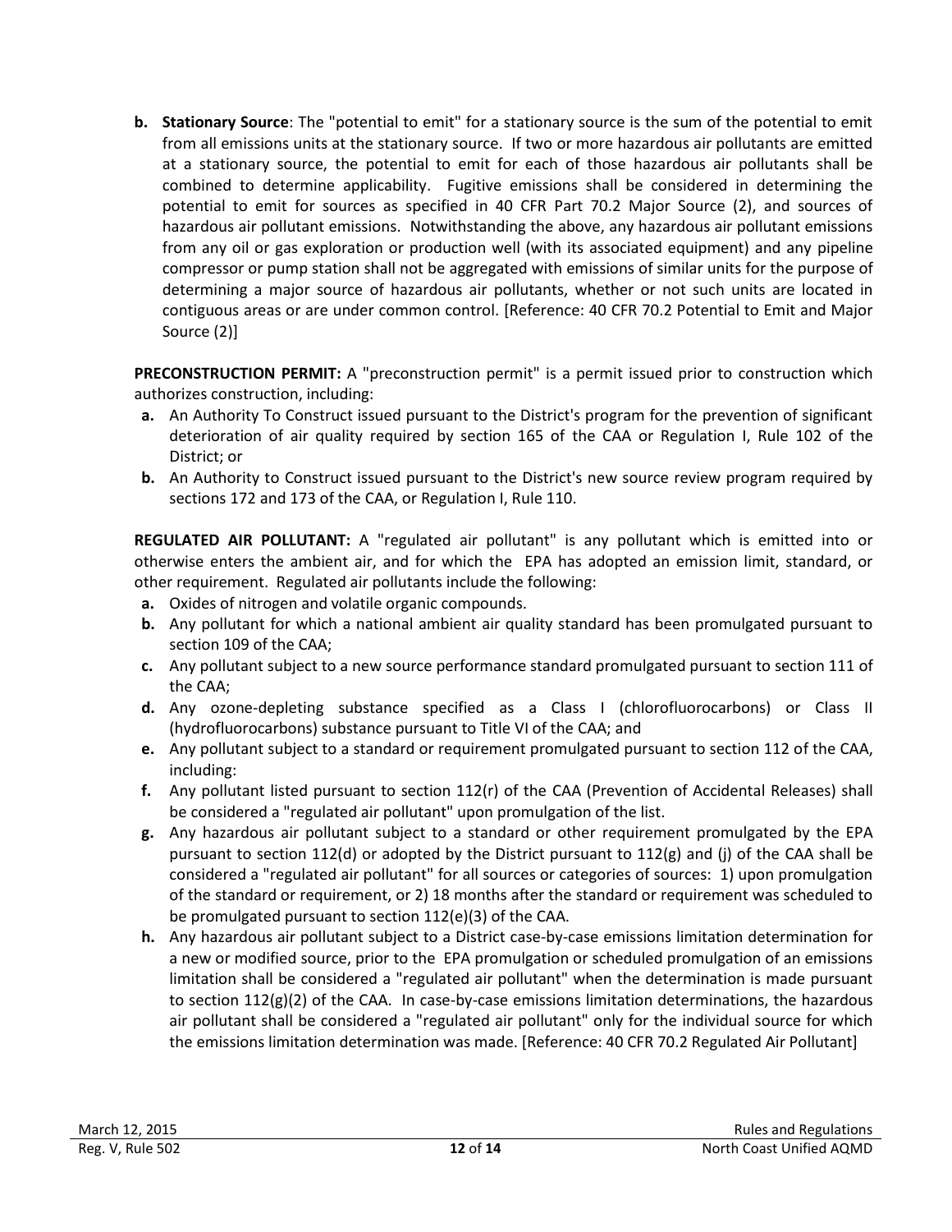**b. Stationary Source**: The "potential to emit" for a stationary source is the sum of the potential to emit from all emissions units at the stationary source. If two or more hazardous air pollutants are emitted at a stationary source, the potential to emit for each of those hazardous air pollutants shall be combined to determine applicability. Fugitive emissions shall be considered in determining the potential to emit for sources as specified in 40 CFR Part 70.2 Major Source (2), and sources of hazardous air pollutant emissions. Notwithstanding the above, any hazardous air pollutant emissions from any oil or gas exploration or production well (with its associated equipment) and any pipeline compressor or pump station shall not be aggregated with emissions of similar units for the purpose of determining a major source of hazardous air pollutants, whether or not such units are located in contiguous areas or are under common control. [Reference: 40 CFR 70.2 Potential to Emit and Major Source (2)]

**PRECONSTRUCTION PERMIT:** A "preconstruction permit" is a permit issued prior to construction which authorizes construction, including:

**a.** An Authority To Construct issued pursuant to the District's program for the prevention of significant deterioration of air quality required by section 165 of the CAA or Regulation I, Rule 102 of the District; or

**b.** An Authority to Construct issued pursuant to the District's new source review program required by sections 172 and 173 of the CAA, or Regulation I, Rule 110.

**REGULATED AIR POLLUTANT:** A "regulated air pollutant" is any pollutant which is emitted into or otherwise enters the ambient air, and for which the EPA has adopted an emission limit, standard, or other requirement. Regulated air pollutants include the following:

**a.** Oxides of nitrogen and volatile organic compounds.

**b.** Any pollutant for which a national ambient air quality standard has been promulgated pursuant to section 109 of the CAA;

**c.** Any pollutant subject to a new source performance standard promulgated pursuant to section 111 of the CAA;

**d.** Any ozone-depleting substance specified as a Class I (chlorofluorocarbons) or Class II (hydrofluorocarbons) substance pursuant to Title VI of the CAA; and

**e.** Any pollutant subject to a standard or requirement promulgated pursuant to section 112 of the CAA, including:

**f.** Any pollutant listed pursuant to section 112(r) of the CAA (Prevention of Accidental Releases) shall be considered a "regulated air pollutant" upon promulgation of the list.

**g.** Any hazardous air pollutant subject to a standard or other requirement promulgated by the EPA pursuant to section 112(d) or adopted by the District pursuant to 112(g) and (j) of the CAA shall be considered a "regulated air pollutant" for all sources or categories of sources: 1) upon promulgation of the standard or requirement, or 2) 18 months after the standard or requirement was scheduled to be promulgated pursuant to section 112(e)(3) of the CAA.

**h.** Any hazardous air pollutant subject to a District case-by-case emissions limitation determination for a new or modified source, prior to the EPA promulgation or scheduled promulgation of an emissions limitation shall be considered a "regulated air pollutant" when the determination is made pursuant to section 112(g)(2) of the CAA. In case-by-case emissions limitation determinations, the hazardous air pollutant shall be considered a "regulated air pollutant" only for the individual source for which the emissions limitation determination was made. [Reference: 40 CFR 70.2 Regulated Air Pollutant]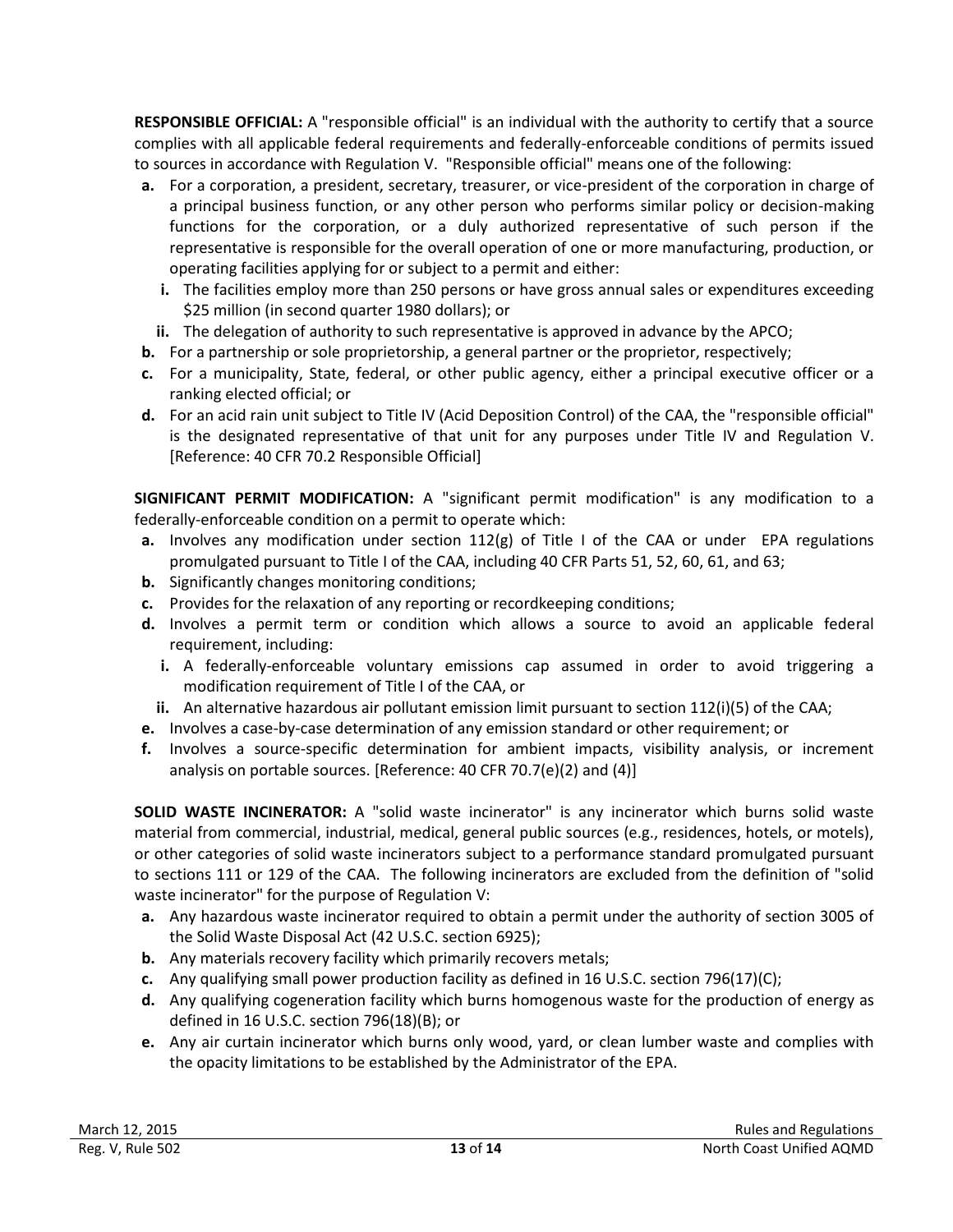**RESPONSIBLE OFFICIAL:** A "responsible official" is an individual with the authority to certify that a source complies with all applicable federal requirements and federally-enforceable conditions of permits issued to sources in accordance with Regulation V. "Responsible official" means one of the following:

- **a.** For a corporation, a president, secretary, treasurer, or vice-president of the corporation in charge of a principal business function, or any other person who performs similar policy or decision-making functions for the corporation, or a duly authorized representative of such person if the representative is responsible for the overall operation of one or more manufacturing, production, or operating facilities applying for or subject to a permit and either:
  - **i.** The facilities employ more than 250 persons or have gross annual sales or expenditures exceeding $25 million (in second quarter 1980 dollars); or
  - **ii.** The delegation of authority to such representative is approved in advance by the APCO;
- **b.** For a partnership or sole proprietorship, a general partner or the proprietor, respectively;
- **c.** For a municipality, State, federal, or other public agency, either a principal executive officer or a ranking elected official; or
- **d.** For an acid rain unit subject to Title IV (Acid Deposition Control) of the CAA, the "responsible official" is the designated representative of that unit for any purposes under Title IV and Regulation V. [Reference: 40 CFR 70.2 Responsible Official]

**SIGNIFICANT PERMIT MODIFICATION:** A "significant permit modification" is any modification to a federally-enforceable condition on a permit to operate which:

- **a.** Involves any modification under section 112(g) of Title I of the CAA or under EPA regulations promulgated pursuant to Title I of the CAA, including 40 CFR Parts 51, 52, 60, 61, and 63;
- **b.** Significantly changes monitoring conditions;
- **c.** Provides for the relaxation of any reporting or recordkeeping conditions;
- **d.** Involves a permit term or condition which allows a source to avoid an applicable federal requirement, including:
  - **i.** A federally-enforceable voluntary emissions cap assumed in order to avoid triggering a modification requirement of Title I of the CAA, or
  - **ii.** An alternative hazardous air pollutant emission limit pursuant to section 112(i)(5) of the CAA;
- **e.** Involves a case-by-case determination of any emission standard or other requirement; or
- **f.** Involves a source-specific determination for ambient impacts, visibility analysis, or increment analysis on portable sources. [Reference: 40 CFR 70.7(e)(2) and (4)]

**SOLID WASTE INCINERATOR:** A "solid waste incinerator" is any incinerator which burns solid waste material from commercial, industrial, medical, general public sources (e.g., residences, hotels, or motels), or other categories of solid waste incinerators subject to a performance standard promulgated pursuant to sections 111 or 129 of the CAA. The following incinerators are excluded from the definition of "solid waste incinerator" for the purpose of Regulation V:

- **a.** Any hazardous waste incinerator required to obtain a permit under the authority of section 3005 of the Solid Waste Disposal Act (42 U.S.C. section 6925);
- **b.** Any materials recovery facility which primarily recovers metals;
- **c.** Any qualifying small power production facility as defined in 16 U.S.C. section 796(17)(C);
- **d.** Any qualifying cogeneration facility which burns homogenous waste for the production of energy as defined in 16 U.S.C. section 796(18)(B); or
- **e.** Any air curtain incinerator which burns only wood, yard, or clean lumber waste and complies with the opacity limitations to be established by the Administrator of the EPA.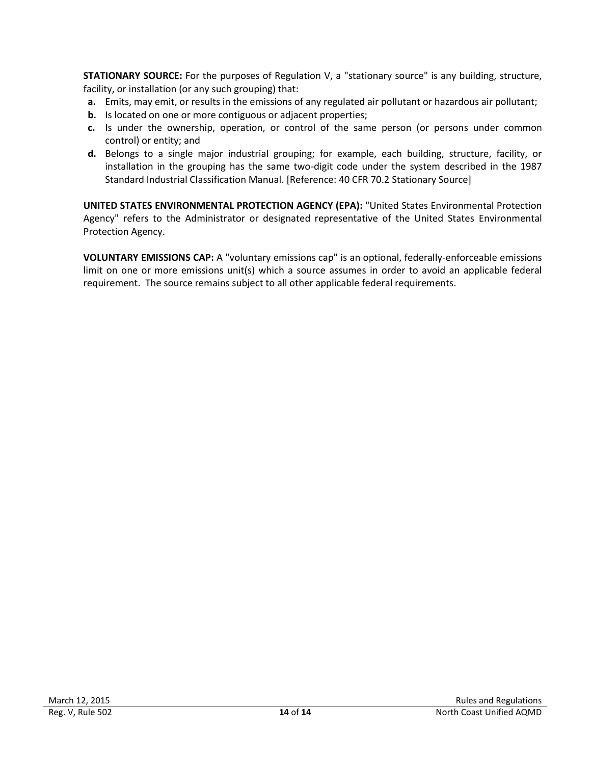**STATIONARY SOURCE:** For the purposes of Regulation V, a "stationary source" is any building, structure, facility, or installation (or any such grouping) that:

- **a.** Emits, may emit, or results in the emissions of any regulated air pollutant or hazardous air pollutant;
- **b.** Is located on one or more contiguous or adjacent properties;
- **c.** Is under the ownership, operation, or control of the same person (or persons under common control) or entity; and
- **d.** Belongs to a single major industrial grouping; for example, each building, structure, facility, or installation in the grouping has the same two-digit code under the system described in the 1987 Standard Industrial Classification Manual. [Reference: 40 CFR 70.2 Stationary Source]

**UNITED STATES ENVIRONMENTAL PROTECTION AGENCY (EPA):** "United States Environmental Protection Agency" refers to the Administrator or designated representative of the United States Environmental Protection Agency.

**VOLUNTARY EMISSIONS CAP:** A "voluntary emissions cap" is an optional, federally-enforceable emissions limit on one or more emissions unit(s) which a source assumes in order to avoid an applicable federal requirement. The source remains subject to all other applicable federal requirements.